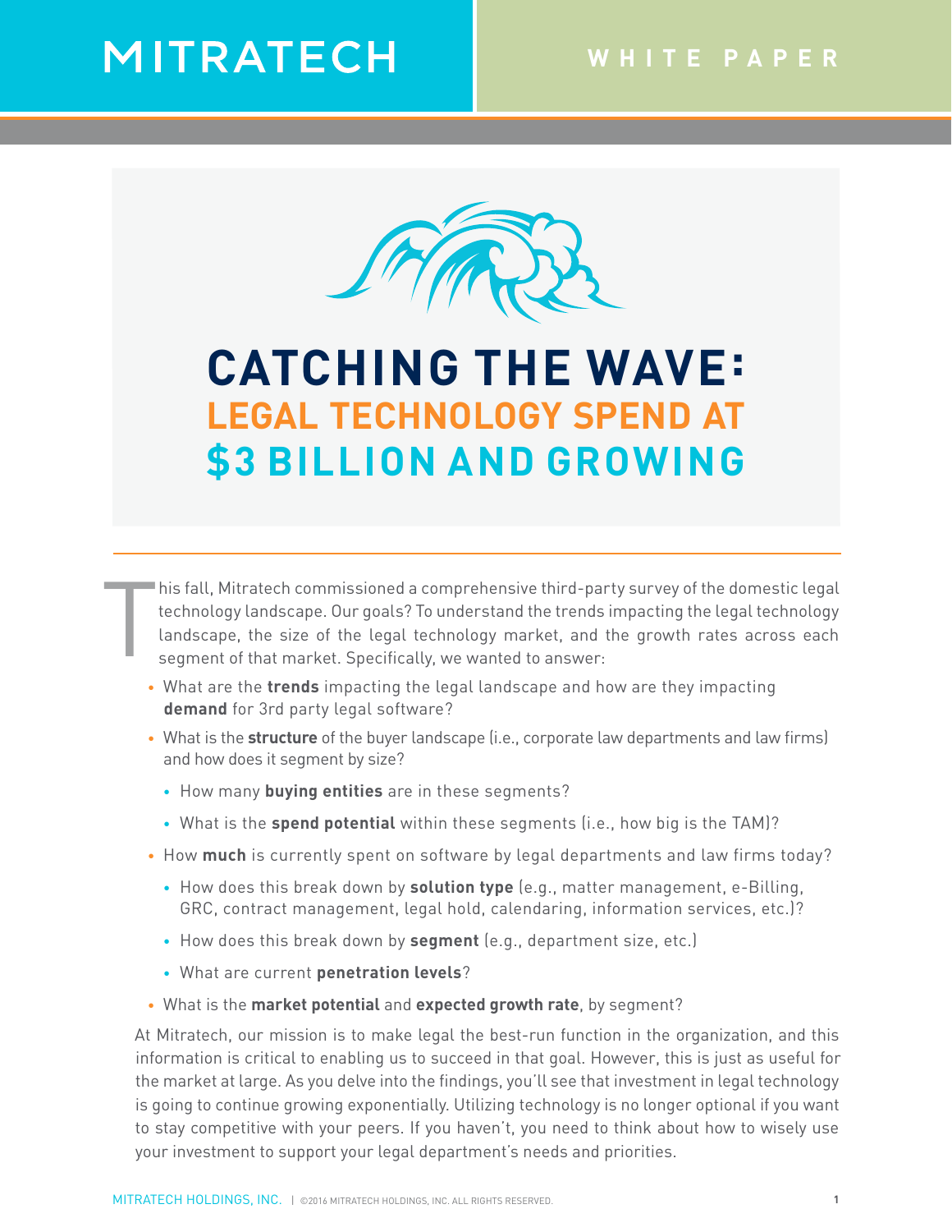MITRATECH

WHITE PAPER

# CATCHING THE WAVE: LEGAL TECHNOLOGY SPEND AT $3 BILLION AND GROWING

This fall, Mitratech commissioned a comprehensive third-party survey of the domestic legal technology landscape. Our goals? To understand the trends impacting the legal technology landscape, the size of the legal technology market, and the growth rates across each segment of that market. Specifically, we wanted to answer:

- What are the **trends** impacting the legal landscape and how are they impacting **demand** for 3rd party legal software?
- What is the **structure** of the buyer landscape (i.e., corporate law departments and law firms) and how does it segment by size?
  - How many **buying entities** are in these segments?
  - What is the **spend potential** within these segments (i.e., how big is the TAM)?
- How **much** is currently spent on software by legal departments and law firms today?
  - How does this break down by **solution type** (e.g., matter management, e-Billing, GRC, contract management, legal hold, calendaring, information services, etc.)?
  - How does this break down by **segment** (e.g., department size, etc.)
  - What are current **penetration levels**?
- What is the **market potential** and **expected growth rate**, by segment?

At Mitratech, our mission is to make legal the best-run function in the organization, and this information is critical to enabling us to succeed in that goal. However, this is just as useful for the market at large. As you delve into the findings, you'll see that investment in legal technology is going to continue growing exponentially. Utilizing technology is no longer optional if you want to stay competitive with your peers. If you haven't, you need to think about how to wisely use your investment to support your legal department's needs and priorities.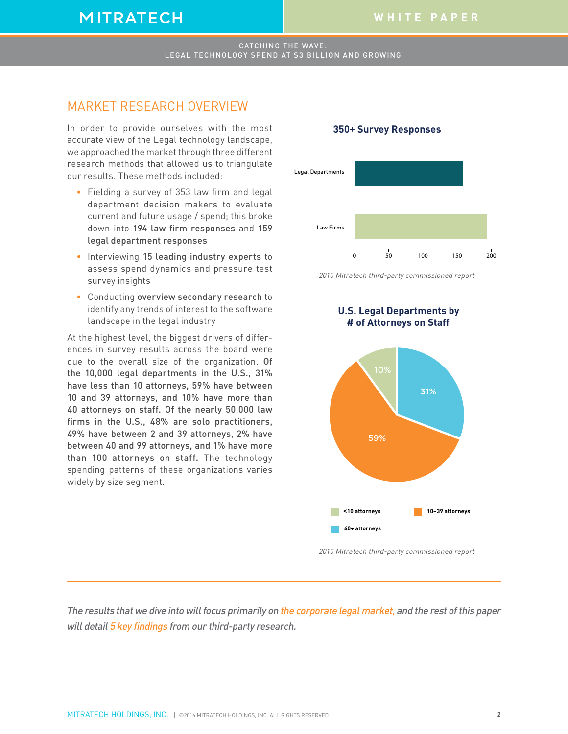## MARKET RESEARCH OVERVIEW

In order to provide ourselves with the most accurate view of the Legal technology landscape, we approached the market through three different research methods that allowed us to triangulate our results. These methods included:

- Fielding a survey of 353 law firm and legal department decision makers to evaluate current and future usage / spend; this broke down into **194 law firm responses** and **159 legal department responses**
- Interviewing **15 leading industry experts** to assess spend dynamics and pressure test survey insights
- Conducting **overview secondary research** to identify any trends of interest to the software landscape in the legal industry

At the highest level, the biggest drivers of differences in survey results across the board were due to the overall size of the organization. **Of the 10,000 legal departments in the U.S., 31% have less than 10 attorneys, 59% have between 10 and 39 attorneys, and 10% have more than 40 attorneys on staff. Of the nearly 50,000 law firms in the U.S., 48% are solo practitioners, 49% have between 2 and 39 attorneys, 2% have between 40 and 99 attorneys, and 1% have more than 100 attorneys on staff.** The technology spending patterns of these organizations varies widely by size segment.

**350+ Survey Responses**

| Respondent type | Responses |
|---|---|
| Legal Departments | 159 |
| Law Firms | 194 |

*2015 Mitratech third-party commissioned report*

**U.S. Legal Departments by # of Attorneys on Staff**

| Size | Share |
|---|---|
| <10 attorneys | 10% |
| 10–39 attorneys | 59% |
| 40+ attorneys | 31% |

*2015 Mitratech third-party commissioned report*

---

*The results that we dive into will focus primarily on the corporate legal market, and the rest of this paper will detail 5 key findings from our third-party research.*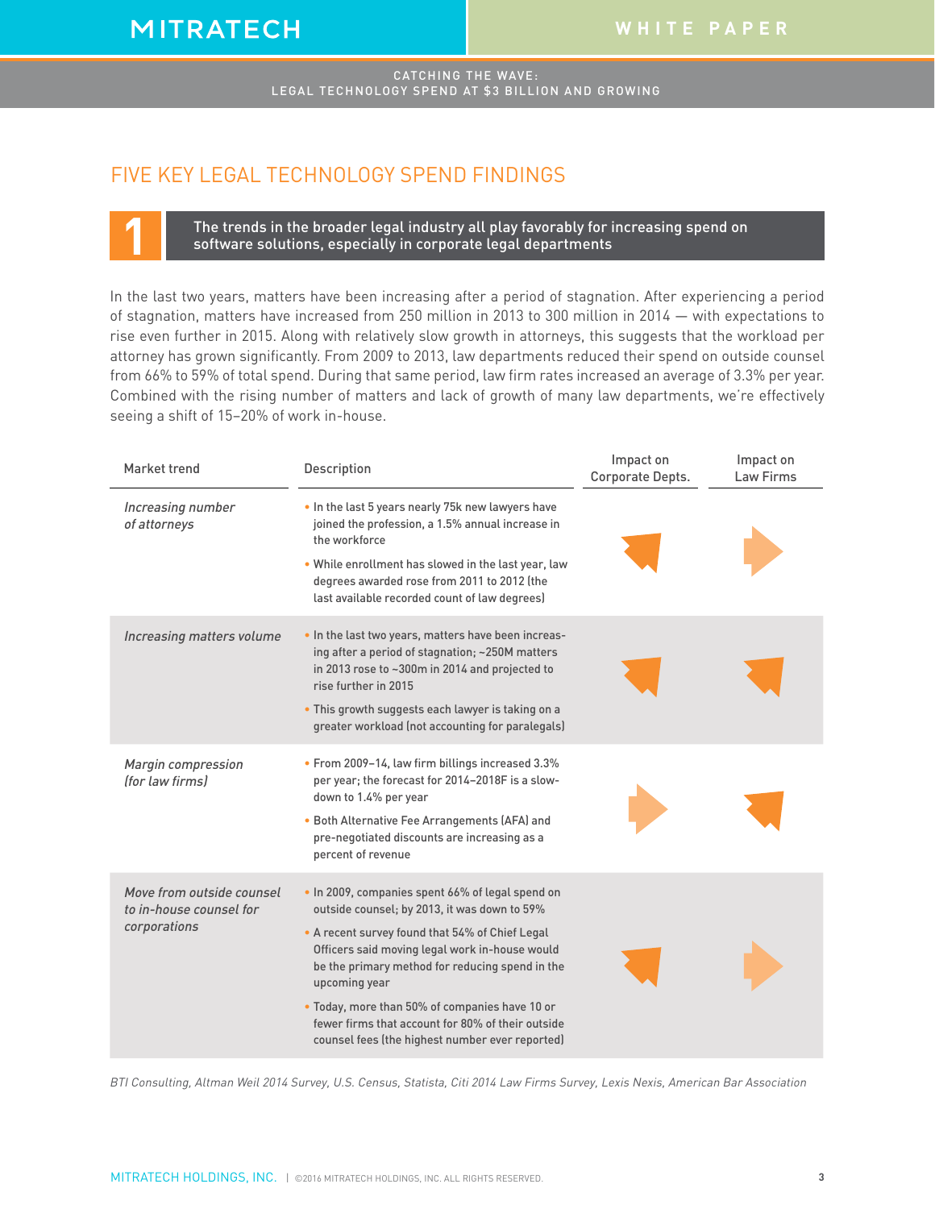## FIVE KEY LEGAL TECHNOLOGY SPEND FINDINGS

### 1 The trends in the broader legal industry all play favorably for increasing spend on software solutions, especially in corporate legal departments

In the last two years, matters have been increasing after a period of stagnation. After experiencing a period of stagnation, matters have increased from 250 million in 2013 to 300 million in 2014 — with expectations to rise even further in 2015. Along with relatively slow growth in attorneys, this suggests that the workload per attorney has grown significantly. From 2009 to 2013, law departments reduced their spend on outside counsel from 66% to 59% of total spend. During that same period, law firm rates increased an average of 3.3% per year. Combined with the rising number of matters and lack of growth of many law departments, we're effectively seeing a shift of 15–20% of work in-house.

| Market trend | Description | Impact on Corporate Depts. | Impact on Law Firms |
|---|---|---|---|
| *Increasing number of attorneys* | • In the last 5 years nearly 75k new lawyers have joined the profession, a 1.5% annual increase in the workforce<br>• While enrollment has slowed in the last year, law degrees awarded rose from 2011 to 2012 (the last available recorded count of law degrees) | ↗ | → |
| *Increasing matters volume* | • In the last two years, matters have been increasing after a period of stagnation; ~250M matters in 2013 rose to ~300m in 2014 and projected to rise further in 2015<br>• This growth suggests each lawyer is taking on a greater workload (not accounting for paralegals) | ↗ | ↗ |
| *Margin compression (for law firms)* | • From 2009–14, law firm billings increased 3.3% per year; the forecast for 2014–2018F is a slow-down to 1.4% per year<br>• Both Alternative Fee Arrangements (AFA) and pre-negotiated discounts are increasing as a percent of revenue | → | ↗ |
| *Move from outside counsel to in-house counsel for corporations* | • In 2009, companies spent 66% of legal spend on outside counsel; by 2013, it was down to 59%<br>• A recent survey found that 54% of Chief Legal Officers said moving legal work in-house would be the primary method for reducing spend in the upcoming year<br>• Today, more than 50% of companies have 10 or fewer firms that account for 80% of their outside counsel fees (the highest number ever reported) | ↗ | → |

*BTI Consulting, Altman Weil 2014 Survey, U.S. Census, Statista, Citi 2014 Law Firms Survey, Lexis Nexis, American Bar Association*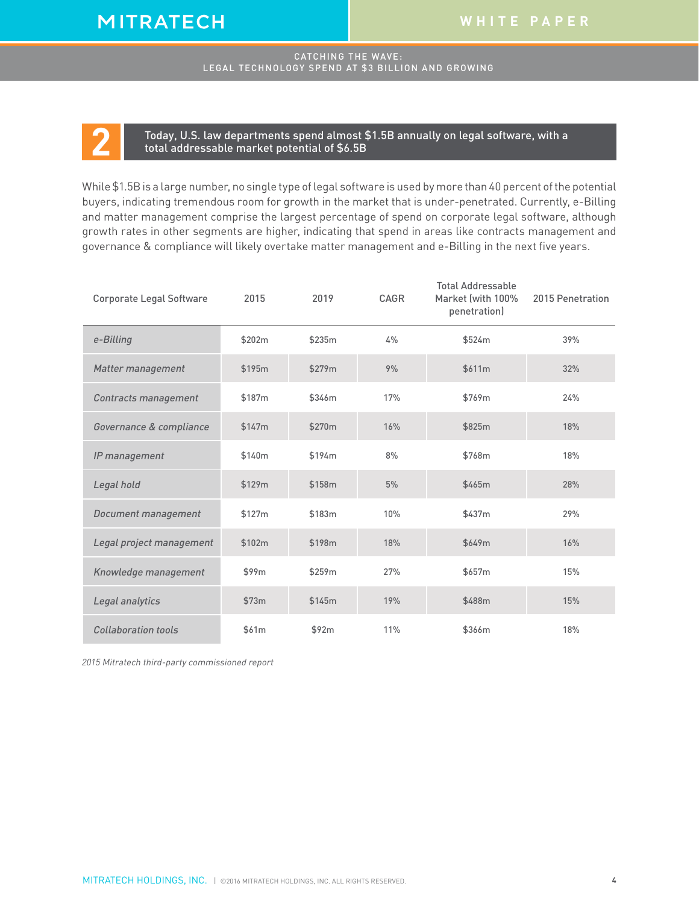## 2 Today, U.S. law departments spend almost $1.5B annually on legal software, with a total addressable market potential of $6.5B

While $1.5B is a large number, no single type of legal software is used by more than 40 percent of the potential buyers, indicating tremendous room for growth in the market that is under-penetrated. Currently, e-Billing and matter management comprise the largest percentage of spend on corporate legal software, although growth rates in other segments are higher, indicating that spend in areas like contracts management and governance & compliance will likely overtake matter management and e-Billing in the next five years.

| Corporate Legal Software | 2015 | 2019 | CAGR | Total Addressable Market (with 100% penetration) | 2015 Penetration |
|---|---|---|---|---|---|
| *e-Billing* | $202m | $235m | 4% | $524m | 39% |
| *Matter management* | $195m | $279m | 9% | $611m | 32% |
| *Contracts management* | $187m | $346m | 17% | $769m | 24% |
| *Governance & compliance* | $147m | $270m | 16% | $825m | 18% |
| *IP management* | $140m | $194m | 8% | $768m | 18% |
| *Legal hold* | $129m | $158m | 5% | $465m | 28% |
| *Document management* | $127m | $183m | 10% | $437m | 29% |
| *Legal project management* | $102m | $198m | 18% | $649m | 16% |
| *Knowledge management* | $99m | $259m | 27% | $657m | 15% |
| *Legal analytics* | $73m | $145m | 19% | $488m | 15% |
| *Collaboration tools* | $61m | $92m | 11% | $366m | 18% |

*2015 Mitratech third-party commissioned report*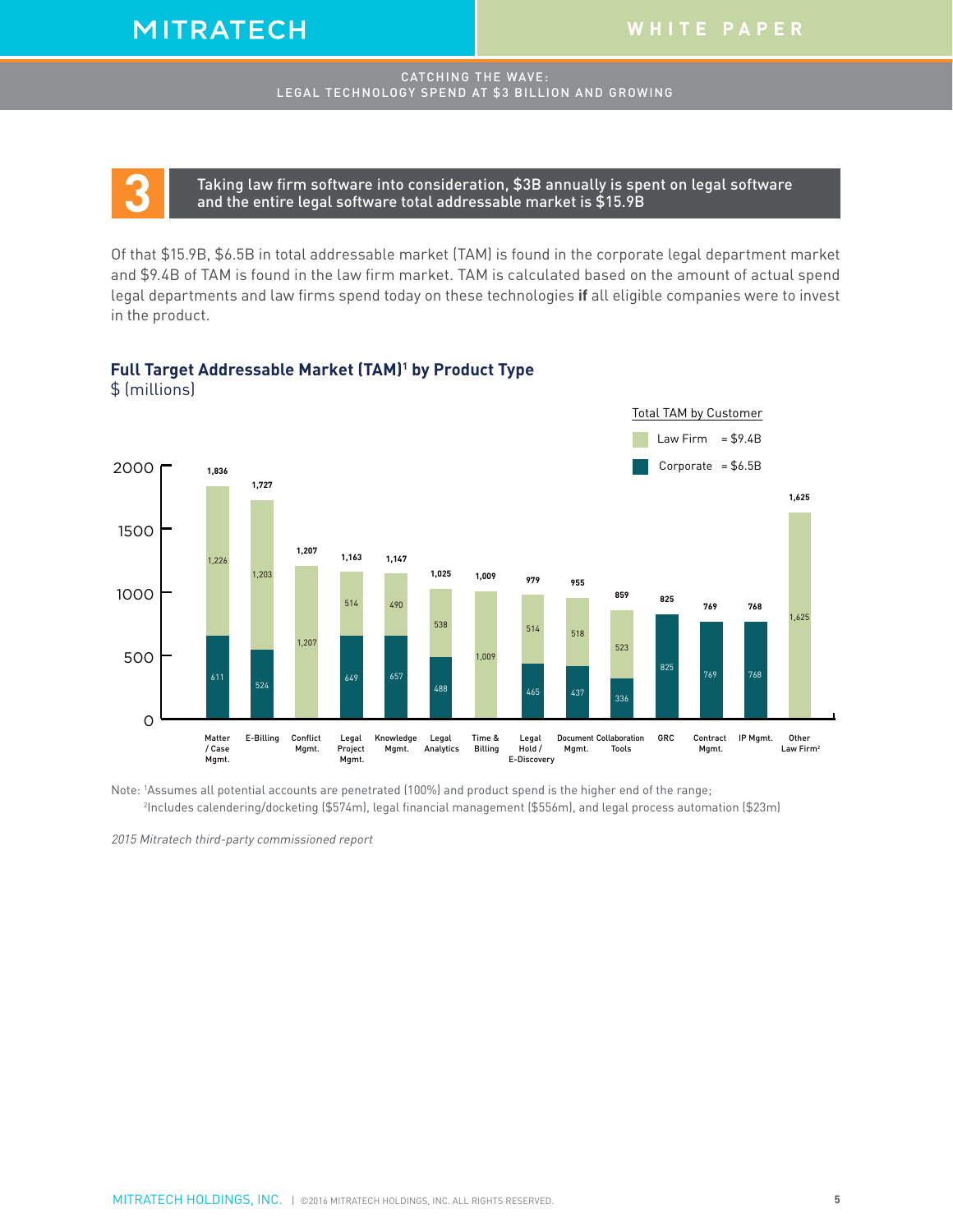## 3

**Taking law firm software into consideration, \$3B annually is spent on legal software and the entire legal software total addressable market is \$15.9B**

Of that \$15.9B, \$6.5B in total addressable market (TAM) is found in the corporate legal department market and \$9.4B of TAM is found in the law firm market. TAM is calculated based on the amount of actual spend legal departments and law firms spend today on these technologies **if** all eligible companies were to invest in the product.

### Full Target Addressable Market (TAM)[1] by Product Type

\$ (millions)

Total TAM by Customer: Law Firm = \$9.4B; Corporate = \$6.5B

| Product Type | Law Firm | Corporate | Total |
|---|---|---|---|
| Matter / Case Mgmt. | 1,226 | 611 | 1,836 |
| E-Billing | 1,203 | 524 | 1,727 |
| Conflict Mgmt. | 1,207 | | 1,207 |
| Legal Project Mgmt. | 514 | 649 | 1,163 |
| Knowledge Mgmt. | 490 | 657 | 1,147 |
| Legal Analytics | 538 | 488 | 1,025 |
| Time & Billing | 1,009 | | 1,009 |
| Legal Hold / E-Discovery | 514 | 465 | 979 |
| Document Mgmt. | 518 | 437 | 955 |
| Collaboration Tools | 523 | 336 | 859 |
| GRC | | 825 | 825 |
| Contract Mgmt. | | 769 | 769 |
| IP Mgmt. | | 768 | 768 |
| Other Law Firm[2] | 1,625 | | 1,625 |

Note: [1]Assumes all potential accounts are penetrated (100%) and product spend is the higher end of the range;
[2]Includes calendering/docketing (\$574m), legal financial management (\$556m), and legal process automation (\$23m)

*2015 Mitratech third-party commissioned report*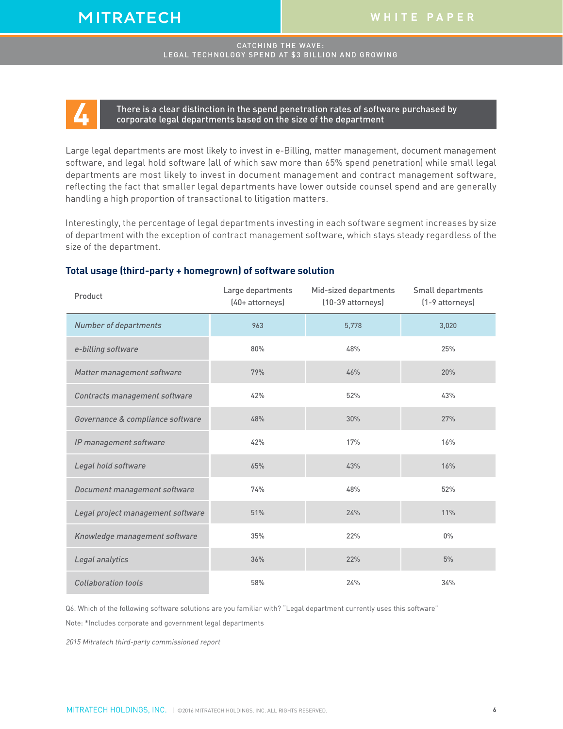## 4 There is a clear distinction in the spend penetration rates of software purchased by corporate legal departments based on the size of the department

Large legal departments are most likely to invest in e-Billing, matter management, document management software, and legal hold software (all of which saw more than 65% spend penetration) while small legal departments are most likely to invest in document management and contract management software, reflecting the fact that smaller legal departments have lower outside counsel spend and are generally handling a high proportion of transactional to litigation matters.

Interestingly, the percentage of legal departments investing in each software segment increases by size of department with the exception of contract management software, which stays steady regardless of the size of the department.

### Total usage (third-party + homegrown) of software solution

| Product | Large departments (40+ attorneys) | Mid-sized departments (10-39 attorneys) | Small departments (1-9 attorneys) |
|---|---|---|---|
| *Number of departments* | 963 | 5,778 | 3,020 |
| *e-billing software* | 80% | 48% | 25% |
| *Matter management software* | 79% | 46% | 20% |
| *Contracts management software* | 42% | 52% | 43% |
| *Governance & compliance software* | 48% | 30% | 27% |
| *IP management software* | 42% | 17% | 16% |
| *Legal hold software* | 65% | 43% | 16% |
| *Document management software* | 74% | 48% | 52% |
| *Legal project management software* | 51% | 24% | 11% |
| *Knowledge management software* | 35% | 22% | 0% |
| *Legal analytics* | 36% | 22% | 5% |
| *Collaboration tools* | 58% | 24% | 34% |

Q6. Which of the following software solutions are you familiar with? "Legal department currently uses this software"

Note: *Includes corporate and government legal departments

*2015 Mitratech third-party commissioned report*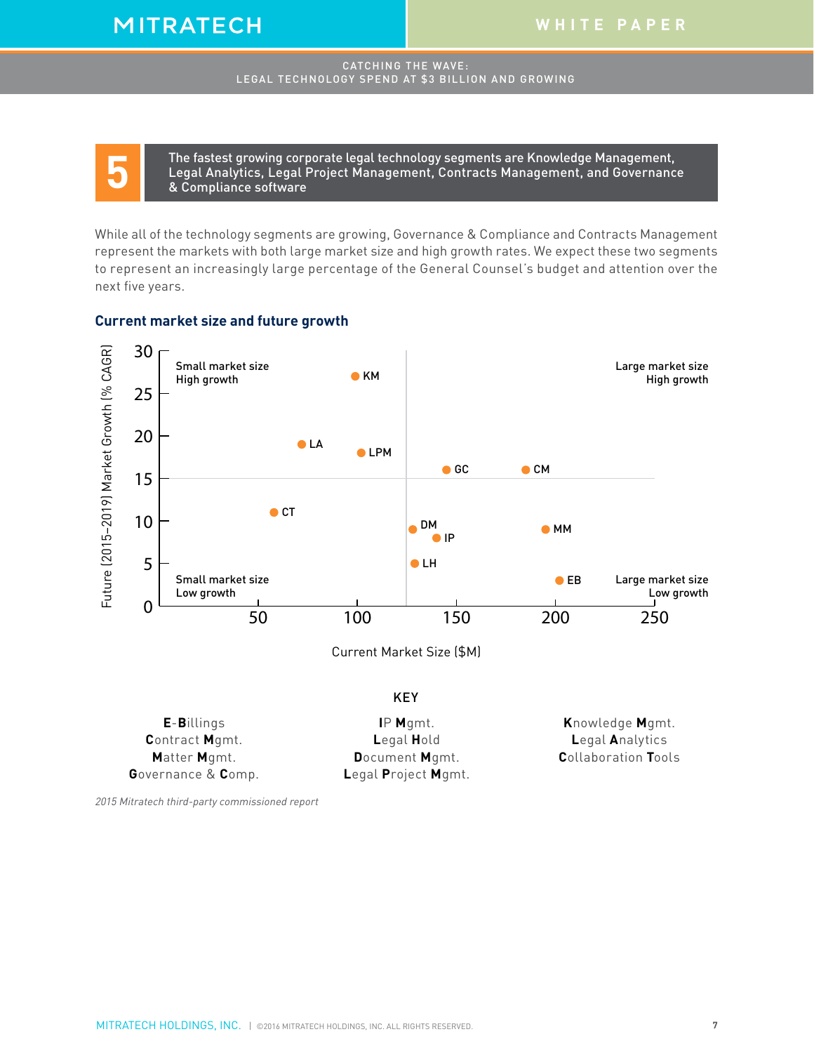## 5 The fastest growing corporate legal technology segments are Knowledge Management, Legal Analytics, Legal Project Management, Contracts Management, and Governance & Compliance software

While all of the technology segments are growing, Governance & Compliance and Contracts Management represent the markets with both large market size and high growth rates. We expect these two segments to represent an increasingly large percentage of the General Counsel's budget and attention over the next five years.

### Current market size and future growth

Small market size High growth | Large market size High growth | Small market size Low growth | Large market size Low growth

Future (2015–2019) Market Growth (% CAGR) vs. Current Market Size ($M)

KM, LA, LPM, GC, CM, CT, DM, IP, MM, LH, EB

KEY

| | | |
|---|---|---|
| **E**-**B**illings | **I**P **M**gmt. | **K**nowledge **M**gmt. |
| **C**ontract **M**gmt. | **L**egal **H**old | **L**egal **A**nalytics |
| **M**atter **M**gmt. | **D**ocument **M**gmt. | **C**ollaboration **T**ools |
| **G**overnance & **C**omp. | **L**egal **P**roject **M**gmt. | |

*2015 Mitratech third-party commissioned report*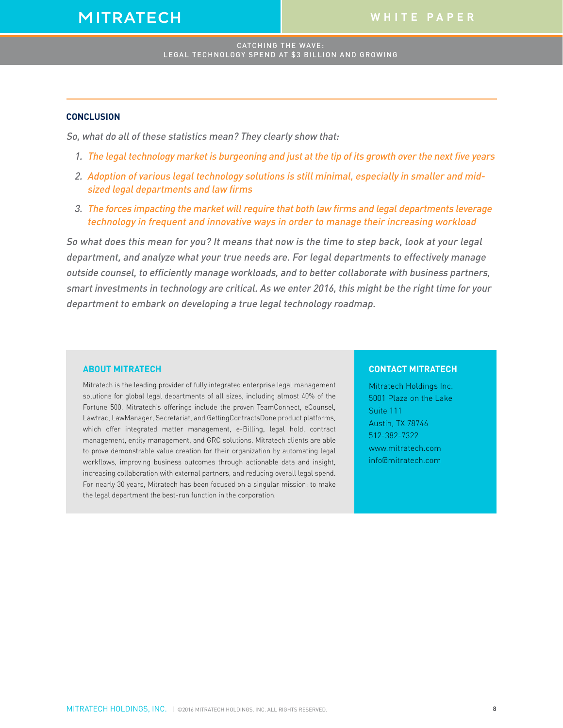## CONCLUSION

*So, what do all of these statistics mean? They clearly show that:*

1. *The legal technology market is burgeoning and just at the tip of its growth over the next five years*
2. *Adoption of various legal technology solutions is still minimal, especially in smaller and mid-sized legal departments and law firms*
3. *The forces impacting the market will require that both law firms and legal departments leverage technology in frequent and innovative ways in order to manage their increasing workload*

*So what does this mean for you? It means that now is the time to step back, look at your legal department, and analyze what your true needs are. For legal departments to effectively manage outside counsel, to efficiently manage workloads, and to better collaborate with business partners, smart investments in technology are critical. As we enter 2016, this might be the right time for your department to embark on developing a true legal technology roadmap.*

### ABOUT MITRATECH

Mitratech is the leading provider of fully integrated enterprise legal management solutions for global legal departments of all sizes, including almost 40% of the Fortune 500. Mitratech's offerings include the proven TeamConnect, eCounsel, Lawtrac, LawManager, Secretariat, and GettingContractsDone product platforms, which offer integrated matter management, e-Billing, legal hold, contract management, entity management, and GRC solutions. Mitratech clients are able to prove demonstrable value creation for their organization by automating legal workflows, improving business outcomes through actionable data and insight, increasing collaboration with external partners, and reducing overall legal spend. For nearly 30 years, Mitratech has been focused on a singular mission: to make the legal department the best-run function in the corporation.

### CONTACT MITRATECH

Mitratech Holdings Inc.
5001 Plaza on the Lake
Suite 111
Austin, TX 78746
512-382-7322
www.mitratech.com
info@mitratech.com